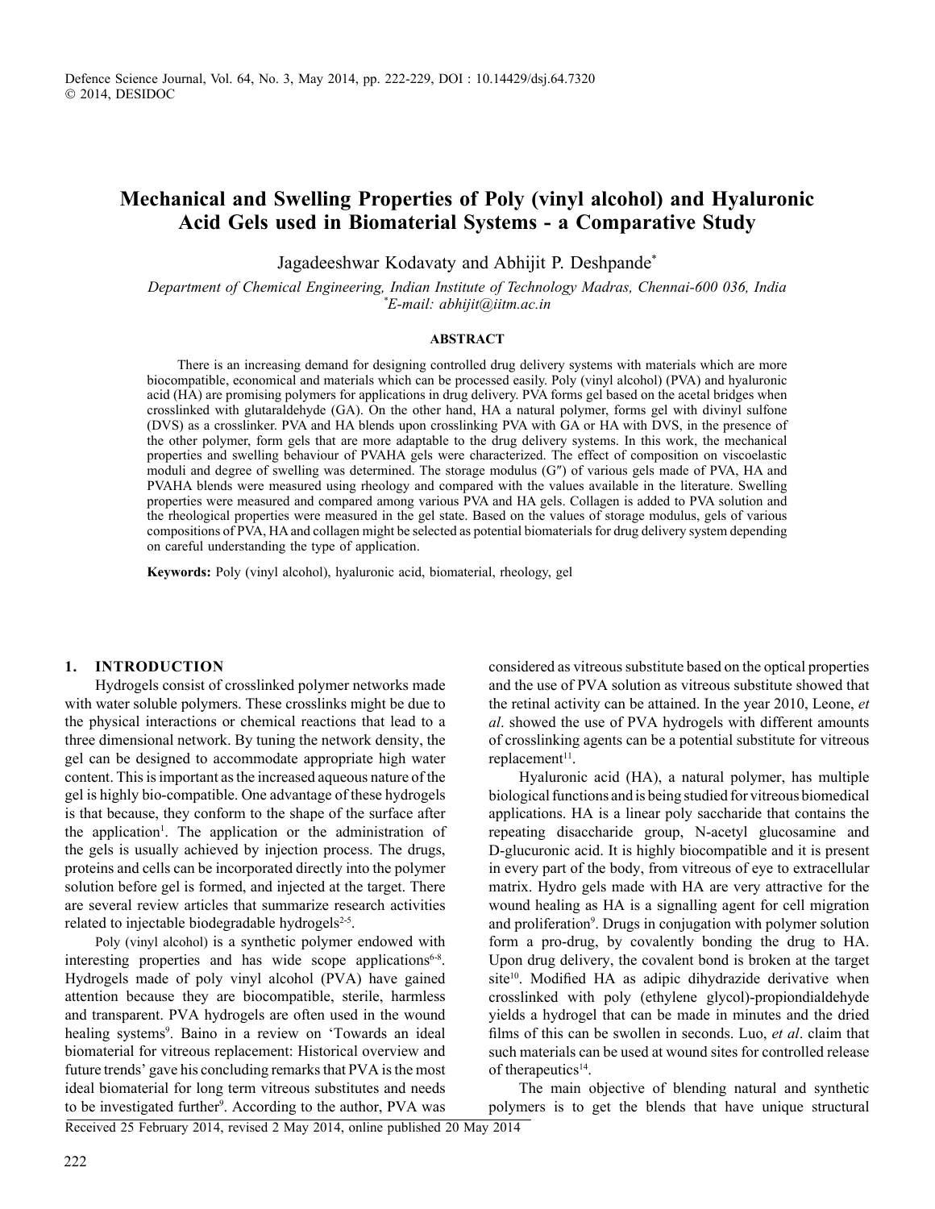# Mechanical and Swelling Properties of Poly (vinyl alcohol) and Hyaluronic Acid Gels used in Biomaterial Systems - a Comparative Study

Jagadeeshwar Kodavaty and Abhijit P. Deshpande*

*Department of Chemical Engineering, Indian Institute of Technology Madras, Chennai-600 036, India*
*\*E-mail: abhijit@iitm.ac.in*

### ABSTRACT

There is an increasing demand for designing controlled drug delivery systems with materials which are more biocompatible, economical and materials which can be processed easily. Poly (vinyl alcohol) (PVA) and hyaluronic acid (HA) are promising polymers for applications in drug delivery. PVA forms gel based on the acetal bridges when crosslinked with glutaraldehyde (GA). On the other hand, HA a natural polymer, forms gel with divinyl sulfone (DVS) as a crosslinker. PVA and HA blends upon crosslinking PVA with GA or HA with DVS, in the presence of the other polymer, form gels that are more adaptable to the drug delivery systems. In this work, the mechanical properties and swelling behaviour of PVAHA gels were characterized. The effect of composition on viscoelastic moduli and degree of swelling was determined. The storage modulus (G″) of various gels made of PVA, HA and PVAHA blends were measured using rheology and compared with the values available in the literature. Swelling properties were measured and compared among various PVA and HA gels. Collagen is added to PVA solution and the rheological properties were measured in the gel state. Based on the values of storage modulus, gels of various compositions of PVA, HA and collagen might be selected as potential biomaterials for drug delivery system depending on careful understanding the type of application.

**Keywords:** Poly (vinyl alcohol), hyaluronic acid, biomaterial, rheology, gel

## 1. INTRODUCTION

Hydrogels consist of crosslinked polymer networks made with water soluble polymers. These crosslinks might be due to the physical interactions or chemical reactions that lead to a three dimensional network. By tuning the network density, the gel can be designed to accommodate appropriate high water content. This is important as the increased aqueous nature of the gel is highly bio-compatible. One advantage of these hydrogels is that because, they conform to the shape of the surface after the application[1]. The application or the administration of the gels is usually achieved by injection process. The drugs, proteins and cells can be incorporated directly into the polymer solution before gel is formed, and injected at the target. There are several review articles that summarize research activities related to injectable biodegradable hydrogels[2-5].

Poly (vinyl alcohol) is a synthetic polymer endowed with interesting properties and has wide scope applications[6-8]. Hydrogels made of poly vinyl alcohol (PVA) have gained attention because they are biocompatible, sterile, harmless and transparent. PVA hydrogels are often used in the wound healing systems[9]. Baino in a review on 'Towards an ideal biomaterial for vitreous replacement: Historical overview and future trends' gave his concluding remarks that PVA is the most ideal biomaterial for long term vitreous substitutes and needs to be investigated further[9]. According to the author, PVA was considered as vitreous substitute based on the optical properties and the use of PVA solution as vitreous substitute showed that the retinal activity can be attained. In the year 2010, Leone, *et al*. showed the use of PVA hydrogels with different amounts of crosslinking agents can be a potential substitute for vitreous replacement[11].

Hyaluronic acid (HA), a natural polymer, has multiple biological functions and is being studied for vitreous biomedical applications. HA is a linear poly saccharide that contains the repeating disaccharide group, N-acetyl glucosamine and D-glucuronic acid. It is highly biocompatible and it is present in every part of the body, from vitreous of eye to extracellular matrix. Hydro gels made with HA are very attractive for the wound healing as HA is a signalling agent for cell migration and proliferation[9]. Drugs in conjugation with polymer solution form a pro-drug, by covalently bonding the drug to HA. Upon drug delivery, the covalent bond is broken at the target site[10]. Modified HA as adipic dihydrazide derivative when crosslinked with poly (ethylene glycol)-propiondialdehyde yields a hydrogel that can be made in minutes and the dried films of this can be swollen in seconds. Luo, *et al*. claim that such materials can be used at wound sites for controlled release of therapeutics[14].

The main objective of blending natural and synthetic polymers is to get the blends that have unique structural

Received 25 February 2014, revised 2 May 2014, online published 20 May 2014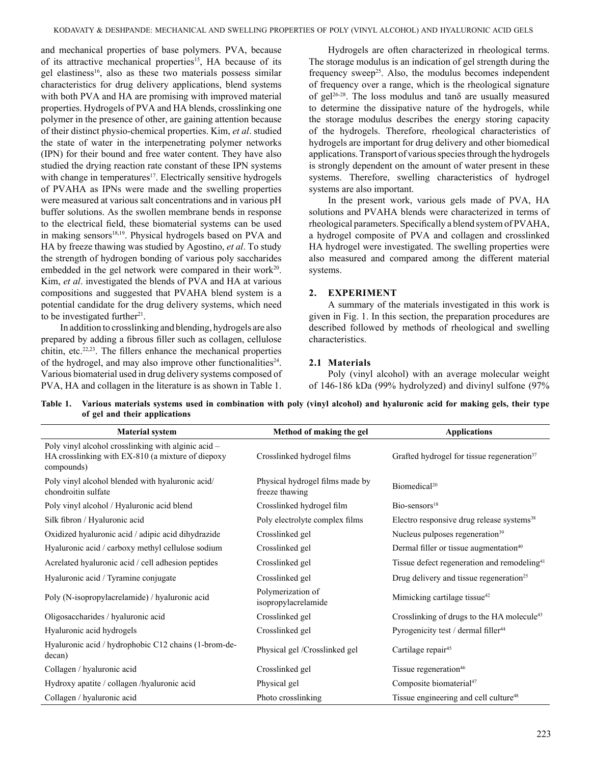and mechanical properties of base polymers. PVA, because of its attractive mechanical properties[15], HA because of its gel elastiness[16], also as these two materials possess similar characteristics for drug delivery applications, blend systems with both PVA and HA are promising with improved material properties. Hydrogels of PVA and HA blends, crosslinking one polymer in the presence of other, are gaining attention because of their distinct physio-chemical properties. Kim, *et al*. studied the state of water in the interpenetrating polymer networks (IPN) for their bound and free water content. They have also studied the drying reaction rate constant of these IPN systems with change in temperatures[17]. Electrically sensitive hydrogels of PVAHA as IPNs were made and the swelling properties were measured at various salt concentrations and in various pH buffer solutions. As the swollen membrane bends in response to the electrical field, these biomaterial systems can be used in making sensors[18,19]. Physical hydrogels based on PVA and HA by freeze thawing was studied by Agostino, *et al*. To study the strength of hydrogen bonding of various poly saccharides embedded in the gel network were compared in their work[20]. Kim, *et al*. investigated the blends of PVA and HA at various compositions and suggested that PVAHA blend system is a potential candidate for the drug delivery systems, which need to be investigated further[21].

In addition to crosslinking and blending, hydrogels are also prepared by adding a fibrous filler such as collagen, cellulose chitin, etc.[22,23]. The fillers enhance the mechanical properties of the hydrogel, and may also improve other functionalities[24]. Various biomaterial used in drug delivery systems composed of PVA, HA and collagen in the literature is as shown in Table 1.

Hydrogels are often characterized in rheological terms. The storage modulus is an indication of gel strength during the frequency sweep[25]. Also, the modulus becomes independent of frequency over a range, which is the rheological signature of gel[26-28]. The loss modulus and tanδ are usually measured to determine the dissipative nature of the hydrogels, while the storage modulus describes the energy storing capacity of the hydrogels. Therefore, rheological characteristics of hydrogels are important for drug delivery and other biomedical applications. Transport of various species through the hydrogels is strongly dependent on the amount of water present in these systems. Therefore, swelling characteristics of hydrogel systems are also important.

In the present work, various gels made of PVA, HA solutions and PVAHA blends were characterized in terms of rheological parameters. Specifically a blend system of PVAHA, a hydrogel composite of PVA and collagen and crosslinked HA hydrogel were investigated. The swelling properties were also measured and compared among the different material systems.

## 2. EXPERIMENT

A summary of the materials investigated in this work is given in Fig. 1. In this section, the preparation procedures are described followed by methods of rheological and swelling characteristics.

### 2.1 Materials

Poly (vinyl alcohol) with an average molecular weight of 146-186 kDa (99% hydrolyzed) and divinyl sulfone (97%

**Table 1. Various materials systems used in combination with poly (vinyl alcohol) and hyaluronic acid for making gels, their type of gel and their applications**

| Material system | Method of making the gel | Applications |
|---|---|---|
| Poly vinyl alcohol crosslinking with alginic acid – HA crosslinking with EX-810 (a mixture of diepoxy compounds) | Crosslinked hydrogel films | Grafted hydrogel for tissue regeneration[37] |
| Poly vinyl alcohol blended with hyaluronic acid/ chondroitin sulfate | Physical hydrogel films made by freeze thawing | Biomedical[20] |
| Poly vinyl alcohol / Hyaluronic acid blend | Crosslinked hydrogel film | Bio-sensors[18] |
| Silk fibron / Hyaluronic acid | Poly electrolyte complex films | Electro responsive drug release systems[38] |
| Oxidized hyaluronic acid / adipic acid dihydrazide | Crosslinked gel | Nucleus pulposes regeneration[39] |
| Hyaluronic acid / carboxy methyl cellulose sodium | Crosslinked gel | Dermal filler or tissue augmentation[40] |
| Acrelated hyaluronic acid / cell adhesion peptides | Crosslinked gel | Tissue defect regeneration and remodeling[41] |
| Hyaluronic acid / Tyramine conjugate | Crosslinked gel | Drug delivery and tissue regeneration[25] |
| Poly (N-isopropylacrelamide) / hyaluronic acid | Polymerization of isopropylacrelamide | Mimicking cartilage tissue[42] |
| Oligosaccharides / hyaluronic acid | Crosslinked gel | Crosslinking of drugs to the HA molecule[43] |
| Hyaluronic acid hydrogels | Crosslinked gel | Pyrogenicity test / dermal filler[44] |
| Hyaluronic acid / hydrophobic C12 chains (1-brom-dedecan) | Physical gel /Crosslinked gel | Cartilage repair[45] |
| Collagen / hyaluronic acid | Crosslinked gel | Tissue regeneration[46] |
| Hydroxy apatite / collagen /hyaluronic acid | Physical gel | Composite biomaterial[47] |
| Collagen / hyaluronic acid | Photo crosslinking | Tissue engineering and cell culture[48] |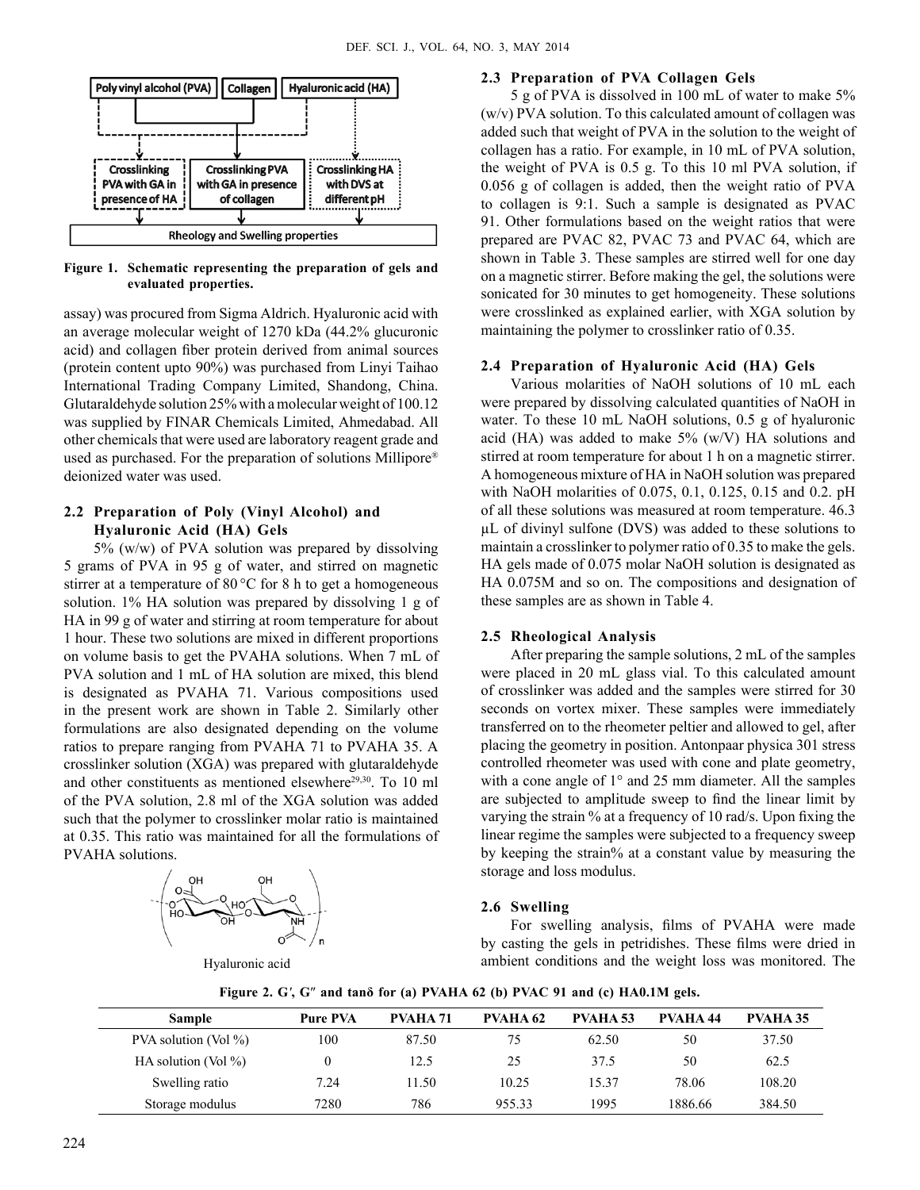Poly vinyl alcohol (PVA) | Collagen | Hyaluronic acid (HA)

Crosslinking PVA with GA in presence of HA | Crosslinking PVA with GA in presence of collagen | Crosslinking HA with DVS at different pH

Rheology and Swelling properties

**Figure 1. Schematic representing the preparation of gels and evaluated properties.**

assay) was procured from Sigma Aldrich. Hyaluronic acid with an average molecular weight of 1270 kDa (44.2% glucuronic acid) and collagen fiber protein derived from animal sources (protein content upto 90%) was purchased from Linyi Taihao International Trading Company Limited, Shandong, China. Glutaraldehyde solution 25% with a molecular weight of 100.12 was supplied by FINAR Chemicals Limited, Ahmedabad. All other chemicals that were used are laboratory reagent grade and used as purchased. For the preparation of solutions Millipore® deionized water was used.

### 2.2 Preparation of Poly (Vinyl Alcohol) and Hyaluronic Acid (HA) Gels

5% (w/w) of PVA solution was prepared by dissolving 5 grams of PVA in 95 g of water, and stirred on magnetic stirrer at a temperature of 80 °C for 8 h to get a homogeneous solution. 1% HA solution was prepared by dissolving 1 g of HA in 99 g of water and stirring at room temperature for about 1 hour. These two solutions are mixed in different proportions on volume basis to get the PVAHA solutions. When 7 mL of PVA solution and 1 mL of HA solution are mixed, this blend is designated as PVAHA 71. Various compositions used in the present work are shown in Table 2. Similarly other formulations are also designated depending on the volume ratios to prepare ranging from PVAHA 71 to PVAHA 35. A crosslinker solution (XGA) was prepared with glutaraldehyde and other constituents as mentioned elsewhere[29,30]. To 10 ml of the PVA solution, 2.8 ml of the XGA solution was added such that the polymer to crosslinker molar ratio is maintained at 0.35. This ratio was maintained for all the formulations of PVAHA solutions.

Hyaluronic acid

### 2.3 Preparation of PVA Collagen Gels

5 g of PVA is dissolved in 100 mL of water to make 5% (w/v) PVA solution. To this calculated amount of collagen was added such that weight of PVA in the solution to the weight of collagen has a ratio. For example, in 10 mL of PVA solution, the weight of PVA is 0.5 g. To this 10 ml PVA solution, if 0.056 g of collagen is added, then the weight ratio of PVA to collagen is 9:1. Such a sample is designated as PVAC 91. Other formulations based on the weight ratios that were prepared are PVAC 82, PVAC 73 and PVAC 64, which are shown in Table 3. These samples are stirred well for one day on a magnetic stirrer. Before making the gel, the solutions were sonicated for 30 minutes to get homogeneity. These solutions were crosslinked as explained earlier, with XGA solution by maintaining the polymer to crosslinker ratio of 0.35.

### 2.4 Preparation of Hyaluronic Acid (HA) Gels

Various molarities of NaOH solutions of 10 mL each were prepared by dissolving calculated quantities of NaOH in water. To these 10 mL NaOH solutions, 0.5 g of hyaluronic acid (HA) was added to make 5% (w/V) HA solutions and stirred at room temperature for about 1 h on a magnetic stirrer. A homogeneous mixture of HA in NaOH solution was prepared with NaOH molarities of 0.075, 0.1, 0.125, 0.15 and 0.2. pH of all these solutions was measured at room temperature. 46.3 µL of divinyl sulfone (DVS) was added to these solutions to maintain a crosslinker to polymer ratio of 0.35 to make the gels. HA gels made of 0.075 molar NaOH solution is designated as HA 0.075M and so on. The compositions and designation of these samples are as shown in Table 4.

### 2.5 Rheological Analysis

After preparing the sample solutions, 2 mL of the samples were placed in 20 mL glass vial. To this calculated amount of crosslinker was added and the samples were stirred for 30 seconds on vortex mixer. These samples were immediately transferred on to the rheometer peltier and allowed to gel, after placing the geometry in position. Antonpaar physica 301 stress controlled rheometer was used with cone and plate geometry, with a cone angle of 1° and 25 mm diameter. All the samples are subjected to amplitude sweep to find the linear limit by varying the strain % at a frequency of 10 rad/s. Upon fixing the linear regime the samples were subjected to a frequency sweep by keeping the strain% at a constant value by measuring the storage and loss modulus.

### 2.6 Swelling

For swelling analysis, films of PVAHA were made by casting the gels in petridishes. These films were dried in ambient conditions and the weight loss was monitored. The

**Figure 2. G′, G″ and tanδ for (a) PVAHA 62 (b) PVAC 91 and (c) HA0.1M gels.**

| Sample | Pure PVA | PVAHA 71 | PVAHA 62 | PVAHA 53 | PVAHA 44 | PVAHA 35 |
|---|---|---|---|---|---|---|
| PVA solution (Vol %) | 100 | 87.50 | 75 | 62.50 | 50 | 37.50 |
| HA solution (Vol %) | 0 | 12.5 | 25 | 37.5 | 50 | 62.5 |
| Swelling ratio | 7.24 | 11.50 | 10.25 | 15.37 | 78.06 | 108.20 |
| Storage modulus | 7280 | 786 | 955.33 | 1995 | 1886.66 | 384.50 |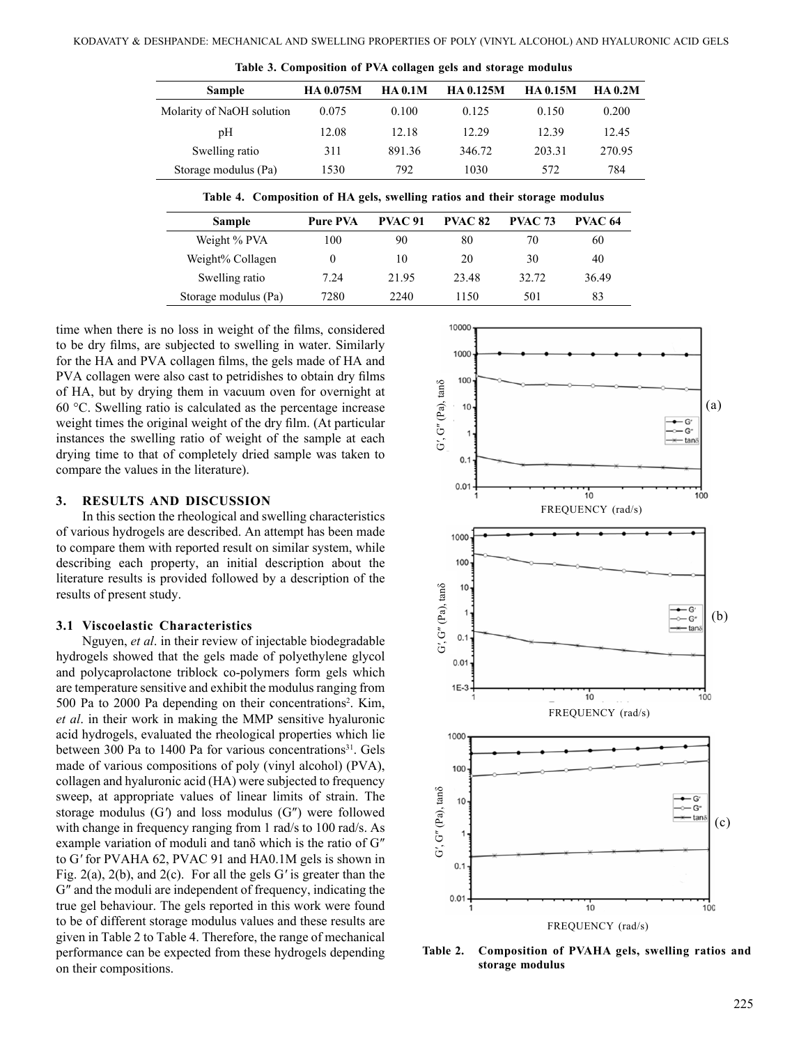**Table 3. Composition of PVA collagen gels and storage modulus**

| Sample | HA 0.075M | HA 0.1M | HA 0.125M | HA 0.15M | HA 0.2M |
|---|---|---|---|---|---|
| Molarity of NaOH solution | 0.075 | 0.100 | 0.125 | 0.150 | 0.200 |
| pH | 12.08 | 12.18 | 12.29 | 12.39 | 12.45 |
| Swelling ratio | 311 | 891.36 | 346.72 | 203.31 | 270.95 |
| Storage modulus (Pa) | 1530 | 792 | 1030 | 572 | 784 |

**Table 4. Composition of HA gels, swelling ratios and their storage modulus**

| Sample | Pure PVA | PVAC 91 | PVAC 82 | PVAC 73 | PVAC 64 |
|---|---|---|---|---|---|
| Weight % PVA | 100 | 90 | 80 | 70 | 60 |
| Weight% Collagen | 0 | 10 | 20 | 30 | 40 |
| Swelling ratio | 7.24 | 21.95 | 23.48 | 32.72 | 36.49 |
| Storage modulus (Pa) | 7280 | 2240 | 1150 | 501 | 83 |

time when there is no loss in weight of the films, considered to be dry films, are subjected to swelling in water. Similarly for the HA and PVA collagen films, the gels made of HA and PVA collagen were also cast to petridishes to obtain dry films of HA, but by drying them in vacuum oven for overnight at 60 °C. Swelling ratio is calculated as the percentage increase weight times the original weight of the dry film. (At particular instances the swelling ratio of weight of the sample at each drying time to that of completely dried sample was taken to compare the values in the literature).

## 3. RESULTS AND DISCUSSION

In this section the rheological and swelling characteristics of various hydrogels are described. An attempt has been made to compare them with reported result on similar system, while describing each property, an initial description about the literature results is provided followed by a description of the results of present study.

### 3.1 Viscoelastic Characteristics

Nguyen, *et al*. in their review of injectable biodegradable hydrogels showed that the gels made of polyethylene glycol and polycaprolactone triblock co-polymers form gels which are temperature sensitive and exhibit the modulus ranging from 500 Pa to 2000 Pa depending on their concentrations[2]. Kim, *et al*. in their work in making the MMP sensitive hyaluronic acid hydrogels, evaluated the rheological properties which lie between 300 Pa to 1400 Pa for various concentrations[31]. Gels made of various compositions of poly (vinyl alcohol) (PVA), collagen and hyaluronic acid (HA) were subjected to frequency sweep, at appropriate values of linear limits of strain. The storage modulus (G′) and loss modulus (G″) were followed with change in frequency ranging from 1 rad/s to 100 rad/s. As example variation of moduli and tanδ which is the ratio of G″ to G′ for PVAHA 62, PVAC 91 and HA0.1M gels is shown in Fig. 2(a), 2(b), and 2(c). For all the gels G′ is greater than the G″ and the moduli are independent of frequency, indicating the true gel behaviour. The gels reported in this work were found to be of different storage modulus values and these results are given in Table 2 to Table 4. Therefore, the range of mechanical performance can be expected from these hydrogels depending on their compositions.

**Table 2. Composition of PVAHA gels, swelling ratios and storage modulus**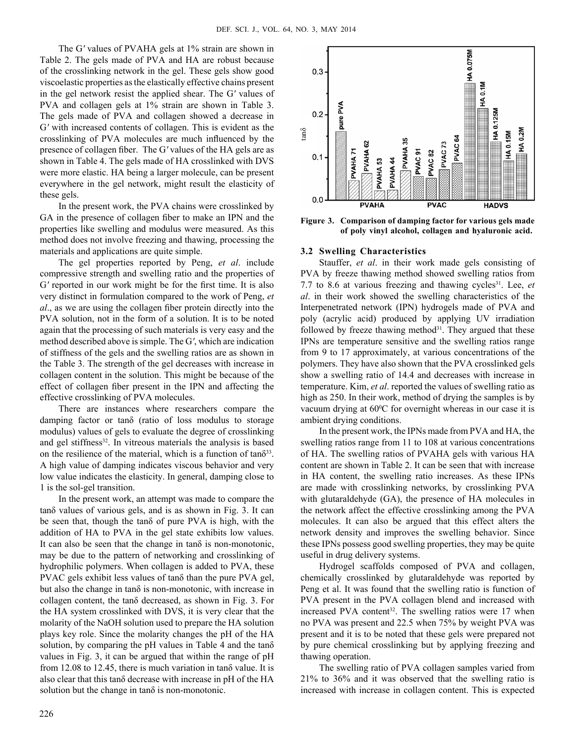The G′ values of PVAHA gels at 1% strain are shown in Table 2. The gels made of PVA and HA are robust because of the crosslinking network in the gel. These gels show good viscoelastic properties as the elastically effective chains present in the gel network resist the applied shear. The G′ values of PVA and collagen gels at 1% strain are shown in Table 3. The gels made of PVA and collagen showed a decrease in G′ with increased contents of collagen. This is evident as the crosslinking of PVA molecules are much influenced by the presence of collagen fiber. The G′ values of the HA gels are as shown in Table 4. The gels made of HA crosslinked with DVS were more elastic. HA being a larger molecule, can be present everywhere in the gel network, might result the elasticity of these gels.

In the present work, the PVA chains were crosslinked by GA in the presence of collagen fiber to make an IPN and the properties like swelling and modulus were measured. As this method does not involve freezing and thawing, processing the materials and applications are quite simple.

The gel properties reported by Peng, *et al*. include compressive strength and swelling ratio and the properties of G′ reported in our work might be for the first time. It is also very distinct in formulation compared to the work of Peng, *et al*., as we are using the collagen fiber protein directly into the PVA solution, not in the form of a solution. It is to be noted again that the processing of such materials is very easy and the method described above is simple. The G′, which are indication of stiffness of the gels and the swelling ratios are as shown in the Table 3. The strength of the gel decreases with increase in collagen content in the solution. This might be because of the effect of collagen fiber present in the IPN and affecting the effective crosslinking of PVA molecules.

There are instances where researchers compare the damping factor or tanδ (ratio of loss modulus to storage modulus) values of gels to evaluate the degree of crosslinking and gel stiffness[32]. In vitreous materials the analysis is based on the resilience of the material, which is a function of tanδ[33]. A high value of damping indicates viscous behavior and very low value indicates the elasticity. In general, damping close to 1 is the sol-gel transition.

In the present work, an attempt was made to compare the tanδ values of various gels, and is as shown in Fig. 3. It can be seen that, though the tanδ of pure PVA is high, with the addition of HA to PVA in the gel state exhibits low values. It can also be seen that the change in tanδ is non-monotonic, may be due to the pattern of networking and crosslinking of hydrophilic polymers. When collagen is added to PVA, these PVAC gels exhibit less values of tanδ than the pure PVA gel, but also the change in tanδ is non-monotonic, with increase in collagen content, the tanδ decreased, as shown in Fig. 3. For the HA system crosslinked with DVS, it is very clear that the molarity of the NaOH solution used to prepare the HA solution plays key role. Since the molarity changes the pH of the HA solution, by comparing the pH values in Table 4 and the tanδ values in Fig. 3, it can be argued that within the range of pH from 12.08 to 12.45, there is much variation in tanδ value. It is also clear that this tanδ decrease with increase in pH of the HA solution but the change in tanδ is non-monotonic.

**Figure 3. Comparison of damping factor for various gels made of poly vinyl alcohol, collagen and hyaluronic acid.**

### 3.2 Swelling Characteristics

Stauffer, *et al*. in their work made gels consisting of PVA by freeze thawing method showed swelling ratios from 7.7 to 8.6 at various freezing and thawing cycles[31]. Lee, *et al*. in their work showed the swelling characteristics of the Interpenetrated network (IPN) hydrogels made of PVA and poly (acrylic acid) produced by applying UV irradiation followed by freeze thawing method[31]. They argued that these IPNs are temperature sensitive and the swelling ratios range from 9 to 17 approximately, at various concentrations of the polymers. They have also shown that the PVA crosslinked gels show a swelling ratio of 14.4 and decreases with increase in temperature. Kim, *et al*. reported the values of swelling ratio as high as 250. In their work, method of drying the samples is by vacuum drying at 60$^0$C for overnight whereas in our case it is ambient drying conditions.

In the present work, the IPNs made from PVA and HA, the swelling ratios range from 11 to 108 at various concentrations of HA. The swelling ratios of PVAHA gels with various HA content are shown in Table 2. It can be seen that with increase in HA content, the swelling ratio increases. As these IPNs are made with crosslinking networks, by crosslinking PVA with glutaraldehyde (GA), the presence of HA molecules in the network affect the effective crosslinking among the PVA molecules. It can also be argued that this effect alters the network density and improves the swelling behavior. Since these IPNs possess good swelling properties, they may be quite useful in drug delivery systems.

Hydrogel scaffolds composed of PVA and collagen, chemically crosslinked by glutaraldehyde was reported by Peng et al. It was found that the swelling ratio is function of PVA present in the PVA collagen blend and increased with increased PVA content[32]. The swelling ratios were 17 when no PVA was present and 22.5 when 75% by weight PVA was present and it is to be noted that these gels were prepared not by pure chemical crosslinking but by applying freezing and thawing operation.

The swelling ratio of PVA collagen samples varied from 21% to 36% and it was observed that the swelling ratio is increased with increase in collagen content. This is expected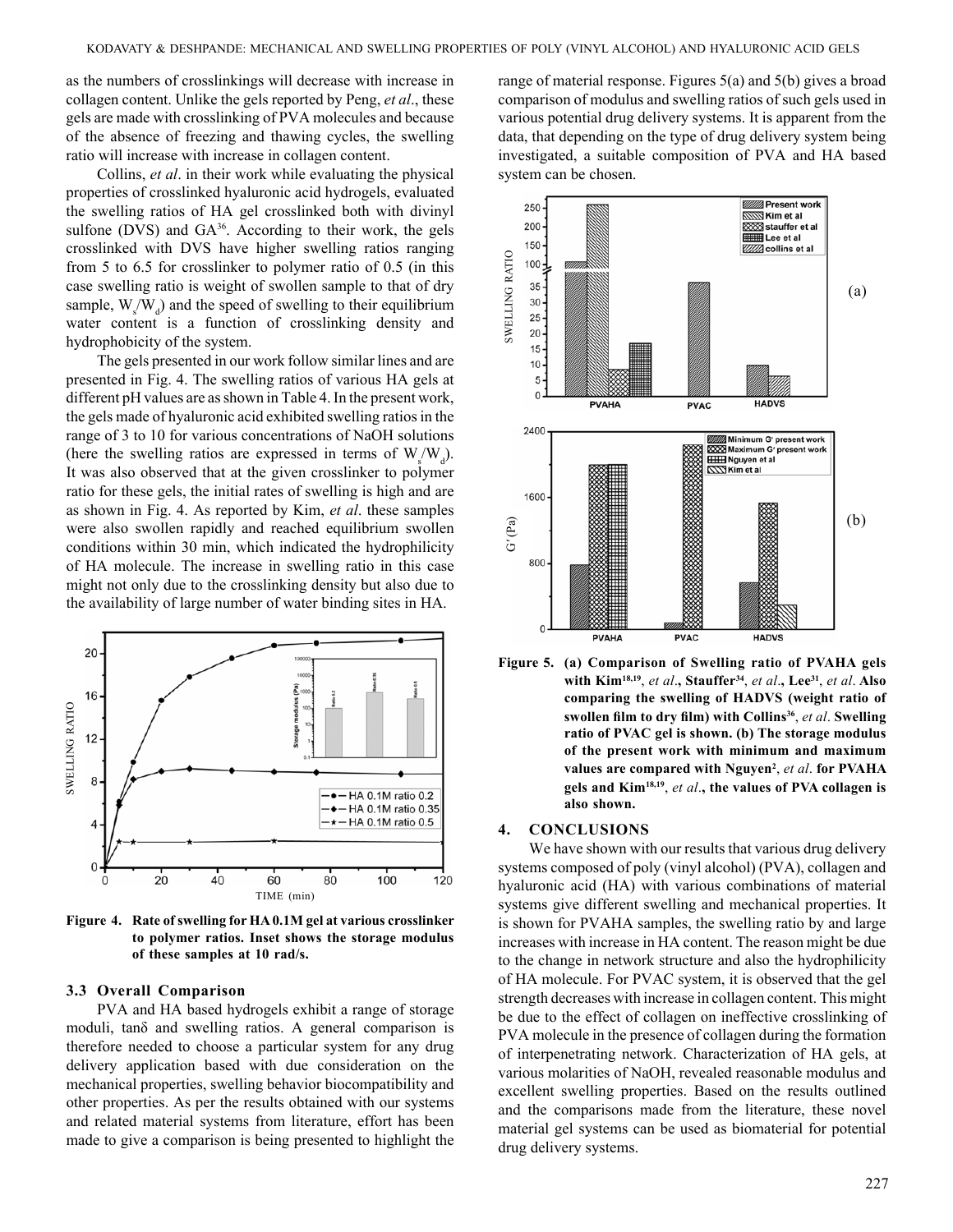as the numbers of crosslinkings will decrease with increase in collagen content. Unlike the gels reported by Peng, *et al*., these gels are made with crosslinking of PVA molecules and because of the absence of freezing and thawing cycles, the swelling ratio will increase with increase in collagen content.

Collins, *et al*. in their work while evaluating the physical properties of crosslinked hyaluronic acid hydrogels, evaluated the swelling ratios of HA gel crosslinked both with divinyl sulfone (DVS) and GA[36]. According to their work, the gels crosslinked with DVS have higher swelling ratios ranging from 5 to 6.5 for crosslinker to polymer ratio of 0.5 (in this case swelling ratio is weight of swollen sample to that of dry sample, $W_s/W_d$) and the speed of swelling to their equilibrium water content is a function of crosslinking density and hydrophobicity of the system.

The gels presented in our work follow similar lines and are presented in Fig. 4. The swelling ratios of various HA gels at different pH values are as shown in Table 4. In the present work, the gels made of hyaluronic acid exhibited swelling ratios in the range of 3 to 10 for various concentrations of NaOH solutions (here the swelling ratios are expressed in terms of $W_s/W_d$). It was also observed that at the given crosslinker to polymer ratio for these gels, the initial rates of swelling is high and are as shown in Fig. 4. As reported by Kim, *et al*. these samples were also swollen rapidly and reached equilibrium swollen conditions within 30 min, which indicated the hydrophilicity of HA molecule. The increase in swelling ratio in this case might not only due to the crosslinking density but also due to the availability of large number of water binding sites in HA.

**Figure 4. Rate of swelling for HA 0.1M gel at various crosslinker to polymer ratios. Inset shows the storage modulus of these samples at 10 rad/s.**

### 3.3 Overall Comparison

PVA and HA based hydrogels exhibit a range of storage moduli, tanδ and swelling ratios. A general comparison is therefore needed to choose a particular system for any drug delivery application based with due consideration on the mechanical properties, swelling behavior biocompatibility and other properties. As per the results obtained with our systems and related material systems from literature, effort has been made to give a comparison is being presented to highlight the range of material response. Figures 5(a) and 5(b) gives a broad comparison of modulus and swelling ratios of such gels used in various potential drug delivery systems. It is apparent from the data, that depending on the type of drug delivery system being investigated, a suitable composition of PVA and HA based system can be chosen.

**Figure 5. (a) Comparison of Swelling ratio of PVAHA gels with Kim[18,19], *et al*., Stauffer[34], *et al*., Lee[31], *et al*. Also comparing the swelling of HADVS (weight ratio of swollen film to dry film) with Collins[36], *et al*. Swelling ratio of PVAC gel is shown. (b) The storage modulus of the present work with minimum and maximum values are compared with Nguyen[2], *et al*. for PVAHA gels and Kim[18,19], *et al*., the values of PVA collagen is also shown.**

## 4. CONCLUSIONS

We have shown with our results that various drug delivery systems composed of poly (vinyl alcohol) (PVA), collagen and hyaluronic acid (HA) with various combinations of material systems give different swelling and mechanical properties. It is shown for PVAHA samples, the swelling ratio by and large increases with increase in HA content. The reason might be due to the change in network structure and also the hydrophilicity of HA molecule. For PVAC system, it is observed that the gel strength decreases with increase in collagen content. This might be due to the effect of collagen on ineffective crosslinking of PVA molecule in the presence of collagen during the formation of interpenetrating network. Characterization of HA gels, at various molarities of NaOH, revealed reasonable modulus and excellent swelling properties. Based on the results outlined and the comparisons made from the literature, these novel material gel systems can be used as biomaterial for potential drug delivery systems.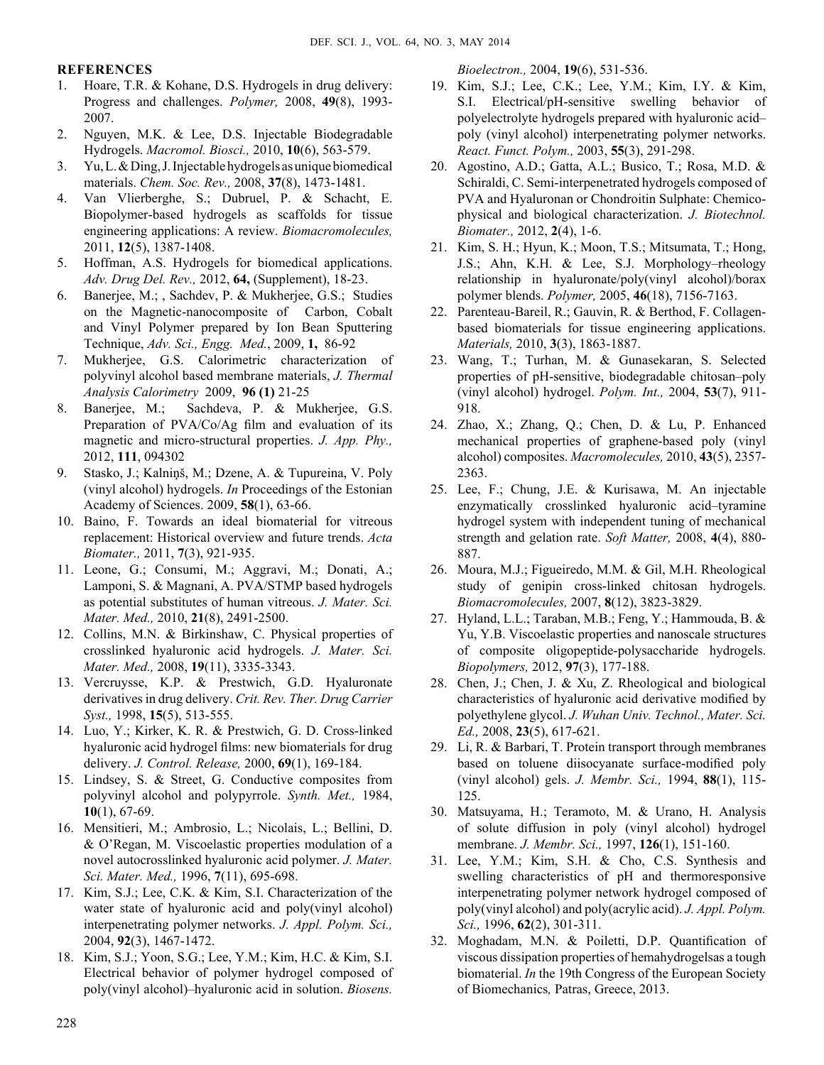## REFERENCES

1. Hoare, T.R. & Kohane, D.S. Hydrogels in drug delivery: Progress and challenges. *Polymer,* 2008, **49**(8), 1993-2007.
2. Nguyen, M.K. & Lee, D.S. Injectable Biodegradable Hydrogels. *Macromol. Biosci.,* 2010, **10**(6), 563-579.
3. Yu, L. & Ding, J. Injectable hydrogels as unique biomedical materials. *Chem. Soc. Rev.,* 2008, **37**(8), 1473-1481.
4. Van Vlierberghe, S.; Dubruel, P. & Schacht, E. Biopolymer-based hydrogels as scaffolds for tissue engineering applications: A review. *Biomacromolecules,* 2011, **12**(5), 1387-1408.
5. Hoffman, A.S. Hydrogels for biomedical applications. *Adv. Drug Del. Rev.,* 2012, **64,** (Supplement), 18-23.
6. Banerjee, M.; , Sachdev, P. & Mukherjee, G.S.; Studies on the Magnetic-nanocomposite of Carbon, Cobalt and Vinyl Polymer prepared by Ion Bean Sputtering Technique, *Adv. Sci., Engg. Med.*, 2009, **1,** 86-92
7. Mukherjee, G.S. Calorimetric characterization of polyvinyl alcohol based membrane materials, *J. Thermal Analysis Calorimetry* 2009, **96 (1)** 21-25
8. Banerjee, M.; Sachdeva, P. & Mukherjee, G.S. Preparation of PVA/Co/Ag film and evaluation of its magnetic and micro-structural properties. *J. App. Phy.,* 2012, **111**, 094302
9. Stasko, J.; Kalniņš, M.; Dzene, A. & Tupureina, V. Poly (vinyl alcohol) hydrogels. *In* Proceedings of the Estonian Academy of Sciences. 2009, **58**(1), 63-66.
10. Baino, F. Towards an ideal biomaterial for vitreous replacement: Historical overview and future trends. *Acta Biomater.,* 2011, **7**(3), 921-935.
11. Leone, G.; Consumi, M.; Aggravi, M.; Donati, A.; Lamponi, S. & Magnani, A. PVA/STMP based hydrogels as potential substitutes of human vitreous. *J. Mater. Sci. Mater. Med.,* 2010, **21**(8), 2491-2500.
12. Collins, M.N. & Birkinshaw, C. Physical properties of crosslinked hyaluronic acid hydrogels. *J. Mater. Sci. Mater. Med.,* 2008, **19**(11), 3335-3343.
13. Vercruysse, K.P. & Prestwich, G.D. Hyaluronate derivatives in drug delivery. *Crit. Rev. Ther. Drug Carrier Syst.,* 1998, **15**(5), 513-555.
14. Luo, Y.; Kirker, K. R. & Prestwich, G. D. Cross-linked hyaluronic acid hydrogel films: new biomaterials for drug delivery. *J. Control. Release,* 2000, **69**(1), 169-184.
15. Lindsey, S. & Street, G. Conductive composites from polyvinyl alcohol and polypyrrole. *Synth. Met.,* 1984, **10**(1), 67-69.
16. Mensitieri, M.; Ambrosio, L.; Nicolais, L.; Bellini, D. & O'Regan, M. Viscoelastic properties modulation of a novel autocrosslinked hyaluronic acid polymer. *J. Mater. Sci. Mater. Med.,* 1996, **7**(11), 695-698.
17. Kim, S.J.; Lee, C.K. & Kim, S.I. Characterization of the water state of hyaluronic acid and poly(vinyl alcohol) interpenetrating polymer networks. *J. Appl. Polym. Sci.,* 2004, **92**(3), 1467-1472.
18. Kim, S.J.; Yoon, S.G.; Lee, Y.M.; Kim, H.C. & Kim, S.I. Electrical behavior of polymer hydrogel composed of poly(vinyl alcohol)–hyaluronic acid in solution. *Biosens. Bioelectron.,* 2004, **19**(6), 531-536.
19. Kim, S.J.; Lee, C.K.; Lee, Y.M.; Kim, I.Y. & Kim, S.I. Electrical/pH-sensitive swelling behavior of polyelectrolyte hydrogels prepared with hyaluronic acid–poly (vinyl alcohol) interpenetrating polymer networks. *React. Funct. Polym.,* 2003, **55**(3), 291-298.
20. Agostino, A.D.; Gatta, A.L.; Busico, T.; Rosa, M.D. & Schiraldi, C. Semi-interpenetrated hydrogels composed of PVA and Hyaluronan or Chondroitin Sulphate: Chemico-physical and biological characterization. *J. Biotechnol. Biomater.,* 2012, **2**(4), 1-6.
21. Kim, S. H.; Hyun, K.; Moon, T.S.; Mitsumata, T.; Hong, J.S.; Ahn, K.H. & Lee, S.J. Morphology–rheology relationship in hyaluronate/poly(vinyl alcohol)/borax polymer blends. *Polymer,* 2005, **46**(18), 7156-7163.
22. Parenteau-Bareil, R.; Gauvin, R. & Berthod, F. Collagen-based biomaterials for tissue engineering applications. *Materials,* 2010, **3**(3), 1863-1887.
23. Wang, T.; Turhan, M. & Gunasekaran, S. Selected properties of pH-sensitive, biodegradable chitosan–poly (vinyl alcohol) hydrogel. *Polym. Int.,* 2004, **53**(7), 911-918.
24. Zhao, X.; Zhang, Q.; Chen, D. & Lu, P. Enhanced mechanical properties of graphene-based poly (vinyl alcohol) composites. *Macromolecules,* 2010, **43**(5), 2357-2363.
25. Lee, F.; Chung, J.E. & Kurisawa, M. An injectable enzymatically crosslinked hyaluronic acid–tyramine hydrogel system with independent tuning of mechanical strength and gelation rate. *Soft Matter,* 2008, **4**(4), 880-887.
26. Moura, M.J.; Figueiredo, M.M. & Gil, M.H. Rheological study of genipin cross-linked chitosan hydrogels. *Biomacromolecules,* 2007, **8**(12), 3823-3829.
27. Hyland, L.L.; Taraban, M.B.; Feng, Y.; Hammouda, B. & Yu, Y.B. Viscoelastic properties and nanoscale structures of composite oligopeptide-polysaccharide hydrogels. *Biopolymers,* 2012, **97**(3), 177-188.
28. Chen, J.; Chen, J. & Xu, Z. Rheological and biological characteristics of hyaluronic acid derivative modified by polyethylene glycol. *J. Wuhan Univ. Technol., Mater. Sci. Ed.,* 2008, **23**(5), 617-621.
29. Li, R. & Barbari, T. Protein transport through membranes based on toluene diisocyanate surface-modified poly (vinyl alcohol) gels. *J. Membr. Sci.,* 1994, **88**(1), 115-125.
30. Matsuyama, H.; Teramoto, M. & Urano, H. Analysis of solute diffusion in poly (vinyl alcohol) hydrogel membrane. *J. Membr. Sci.,* 1997, **126**(1), 151-160.
31. Lee, Y.M.; Kim, S.H. & Cho, C.S. Synthesis and swelling characteristics of pH and thermoresponsive interpenetrating polymer network hydrogel composed of poly(vinyl alcohol) and poly(acrylic acid). *J. Appl. Polym. Sci.,* 1996, **62**(2), 301-311.
32. Moghadam, M.N. & Poiletti, D.P. Quantification of viscous dissipation properties of hemahydrogelsas a tough biomaterial. *In* the 19th Congress of the European Society of Biomechanics*,* Patras, Greece, 2013.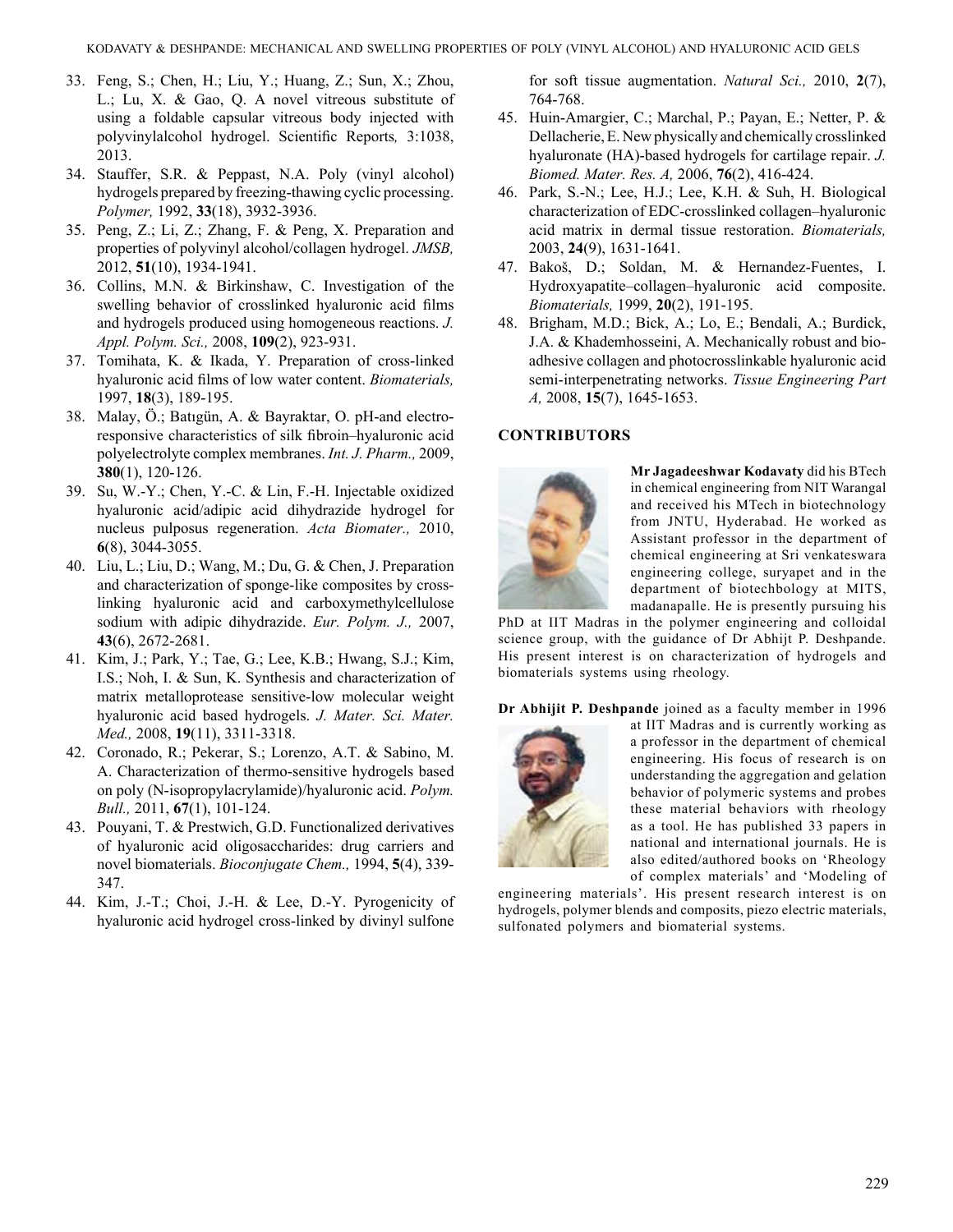33. Feng, S.; Chen, H.; Liu, Y.; Huang, Z.; Sun, X.; Zhou, L.; Lu, X. & Gao, Q. A novel vitreous substitute of using a foldable capsular vitreous body injected with polyvinylalcohol hydrogel. Scientific Reports*,* 3:1038, 2013.
34. Stauffer, S.R. & Peppast, N.A. Poly (vinyl alcohol) hydrogels prepared by freezing-thawing cyclic processing. *Polymer,* 1992, **33**(18), 3932-3936.
35. Peng, Z.; Li, Z.; Zhang, F. & Peng, X. Preparation and properties of polyvinyl alcohol/collagen hydrogel. *JMSB,* 2012, **51**(10), 1934-1941.
36. Collins, M.N. & Birkinshaw, C. Investigation of the swelling behavior of crosslinked hyaluronic acid films and hydrogels produced using homogeneous reactions. *J. Appl. Polym. Sci.,* 2008, **109**(2), 923-931.
37. Tomihata, K. & Ikada, Y. Preparation of cross-linked hyaluronic acid films of low water content. *Biomaterials,* 1997, **18**(3), 189-195.
38. Malay, Ö.; Batıgün, A. & Bayraktar, O. pH-and electro-responsive characteristics of silk fibroin–hyaluronic acid polyelectrolyte complex membranes. *Int. J. Pharm.,* 2009, **380**(1), 120-126.
39. Su, W.-Y.; Chen, Y.-C. & Lin, F.-H. Injectable oxidized hyaluronic acid/adipic acid dihydrazide hydrogel for nucleus pulposus regeneration. *Acta Biomater.,* 2010, **6**(8), 3044-3055.
40. Liu, L.; Liu, D.; Wang, M.; Du, G. & Chen, J. Preparation and characterization of sponge-like composites by cross-linking hyaluronic acid and carboxymethylcellulose sodium with adipic dihydrazide. *Eur. Polym. J.,* 2007, **43**(6), 2672-2681.
41. Kim, J.; Park, Y.; Tae, G.; Lee, K.B.; Hwang, S.J.; Kim, I.S.; Noh, I. & Sun, K. Synthesis and characterization of matrix metalloprotease sensitive-low molecular weight hyaluronic acid based hydrogels. *J. Mater. Sci. Mater. Med.,* 2008, **19**(11), 3311-3318.
42. Coronado, R.; Pekerar, S.; Lorenzo, A.T. & Sabino, M. A. Characterization of thermo-sensitive hydrogels based on poly (N-isopropylacrylamide)/hyaluronic acid. *Polym. Bull.,* 2011, **67**(1), 101-124.
43. Pouyani, T. & Prestwich, G.D. Functionalized derivatives of hyaluronic acid oligosaccharides: drug carriers and novel biomaterials. *Bioconjugate Chem.,* 1994, **5**(4), 339-347.
44. Kim, J.-T.; Choi, J.-H. & Lee, D.-Y. Pyrogenicity of hyaluronic acid hydrogel cross-linked by divinyl sulfone for soft tissue augmentation. *Natural Sci.,* 2010, **2**(7), 764-768.
45. Huin-Amargier, C.; Marchal, P.; Payan, E.; Netter, P. & Dellacherie, E. New physically and chemically crosslinked hyaluronate (HA)-based hydrogels for cartilage repair. *J. Biomed. Mater. Res. A,* 2006, **76**(2), 416-424.
46. Park, S.-N.; Lee, H.J.; Lee, K.H. & Suh, H. Biological characterization of EDC-crosslinked collagen–hyaluronic acid matrix in dermal tissue restoration. *Biomaterials,* 2003, **24**(9), 1631-1641.
47. Bakoš, D.; Soldan, M. & Hernandez-Fuentes, I. Hydroxyapatite–collagen–hyaluronic acid composite. *Biomaterials,* 1999, **20**(2), 191-195.
48. Brigham, M.D.; Bick, A.; Lo, E.; Bendali, A.; Burdick, J.A. & Khademhosseini, A. Mechanically robust and bio-adhesive collagen and photocrosslinkable hyaluronic acid semi-interpenetrating networks. *Tissue Engineering Part A,* 2008, **15**(7), 1645-1653.

## CONTRIBUTORS

**Mr Jagadeeshwar Kodavaty** did his BTech in chemical engineering from NIT Warangal and received his MTech in biotechnology from JNTU, Hyderabad. He worked as Assistant professor in the department of chemical engineering at Sri venkateswara engineering college, suryapet and in the department of biotechbology at MITS, madanapalle. He is presently pursuing his PhD at IIT Madras in the polymer engineering and colloidal science group, with the guidance of Dr Abhijt P. Deshpande. His present interest is on characterization of hydrogels and biomaterials systems using rheology.

**Dr Abhijit P. Deshpande** joined as a faculty member in 1996 at IIT Madras and is currently working as a professor in the department of chemical engineering. His focus of research is on understanding the aggregation and gelation behavior of polymeric systems and probes these material behaviors with rheology as a tool. He has published 33 papers in national and international journals. He is also edited/authored books on 'Rheology of complex materials' and 'Modeling of engineering materials'. His present research interest is on hydrogels, polymer blends and composits, piezo electric materials, sulfonated polymers and biomaterial systems.